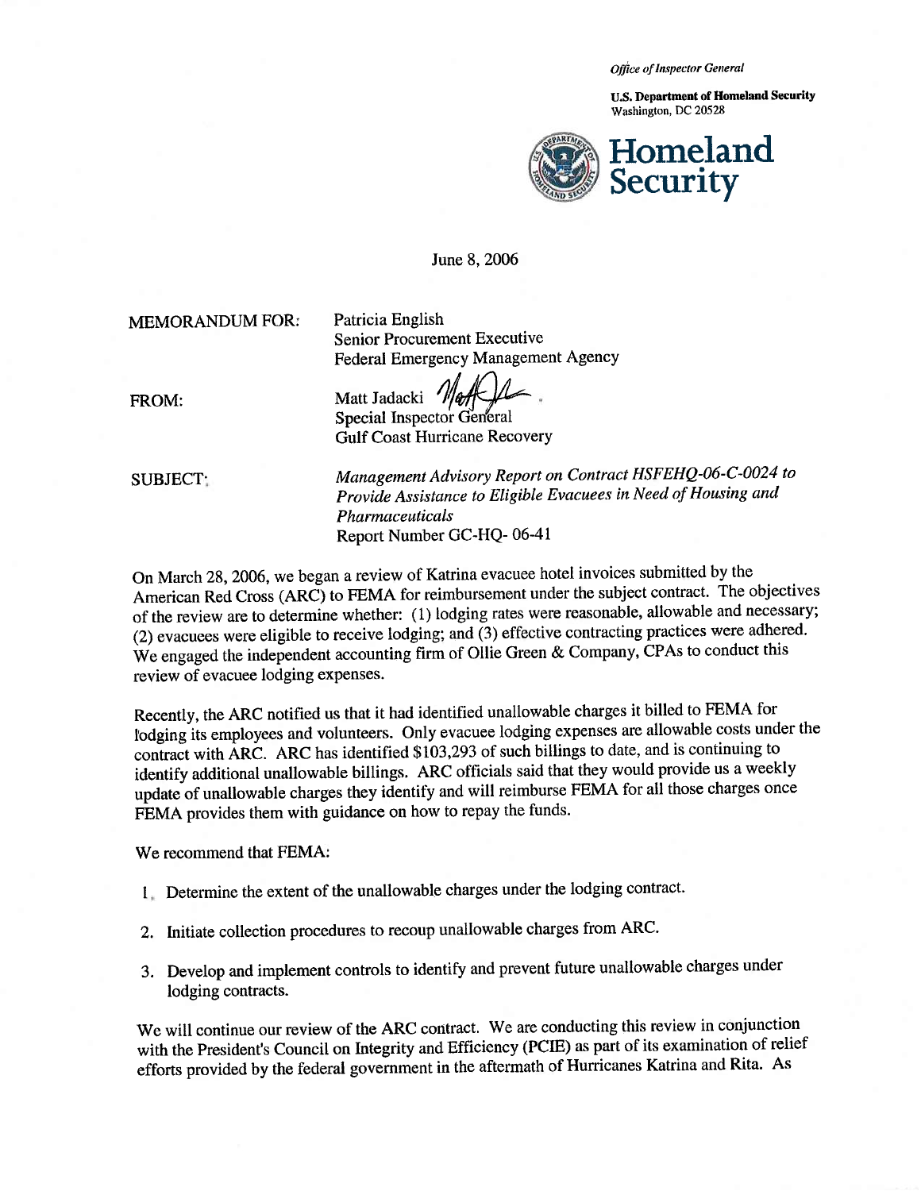*Office of Inspector General*

**U.S. Department of Homeland Security**
Washington, DC 20528

**Homeland Security**

June 8, 2006

MEMORANDUM FOR: Patricia English
Senior Procurement Executive
Federal Emergency Management Agency

FROM: Matt Jadacki
Special Inspector General
Gulf Coast Hurricane Recovery

SUBJECT: *Management Advisory Report on Contract HSFEHQ-06-C-0024 to Provide Assistance to Eligible Evacuees in Need of Housing and Pharmaceuticals*
Report Number GC-HQ- 06-41

On March 28, 2006, we began a review of Katrina evacuee hotel invoices submitted by the American Red Cross (ARC) to FEMA for reimbursement under the subject contract. The objectives of the review are to determine whether: (1) lodging rates were reasonable, allowable and necessary; (2) evacuees were eligible to receive lodging; and (3) effective contracting practices were adhered. We engaged the independent accounting firm of Ollie Green & Company, CPAs to conduct this review of evacuee lodging expenses.

Recently, the ARC notified us that it had identified unallowable charges it billed to FEMA for lodging its employees and volunteers. Only evacuee lodging expenses are allowable costs under the contract with ARC. ARC has identified $103,293 of such billings to date, and is continuing to identify additional unallowable billings. ARC officials said that they would provide us a weekly update of unallowable charges they identify and will reimburse FEMA for all those charges once FEMA provides them with guidance on how to repay the funds.

We recommend that FEMA:

1. Determine the extent of the unallowable charges under the lodging contract.
2. Initiate collection procedures to recoup unallowable charges from ARC.
3. Develop and implement controls to identify and prevent future unallowable charges under lodging contracts.

We will continue our review of the ARC contract. We are conducting this review in conjunction with the President's Council on Integrity and Efficiency (PCIE) as part of its examination of relief efforts provided by the federal government in the aftermath of Hurricanes Katrina and Rita. As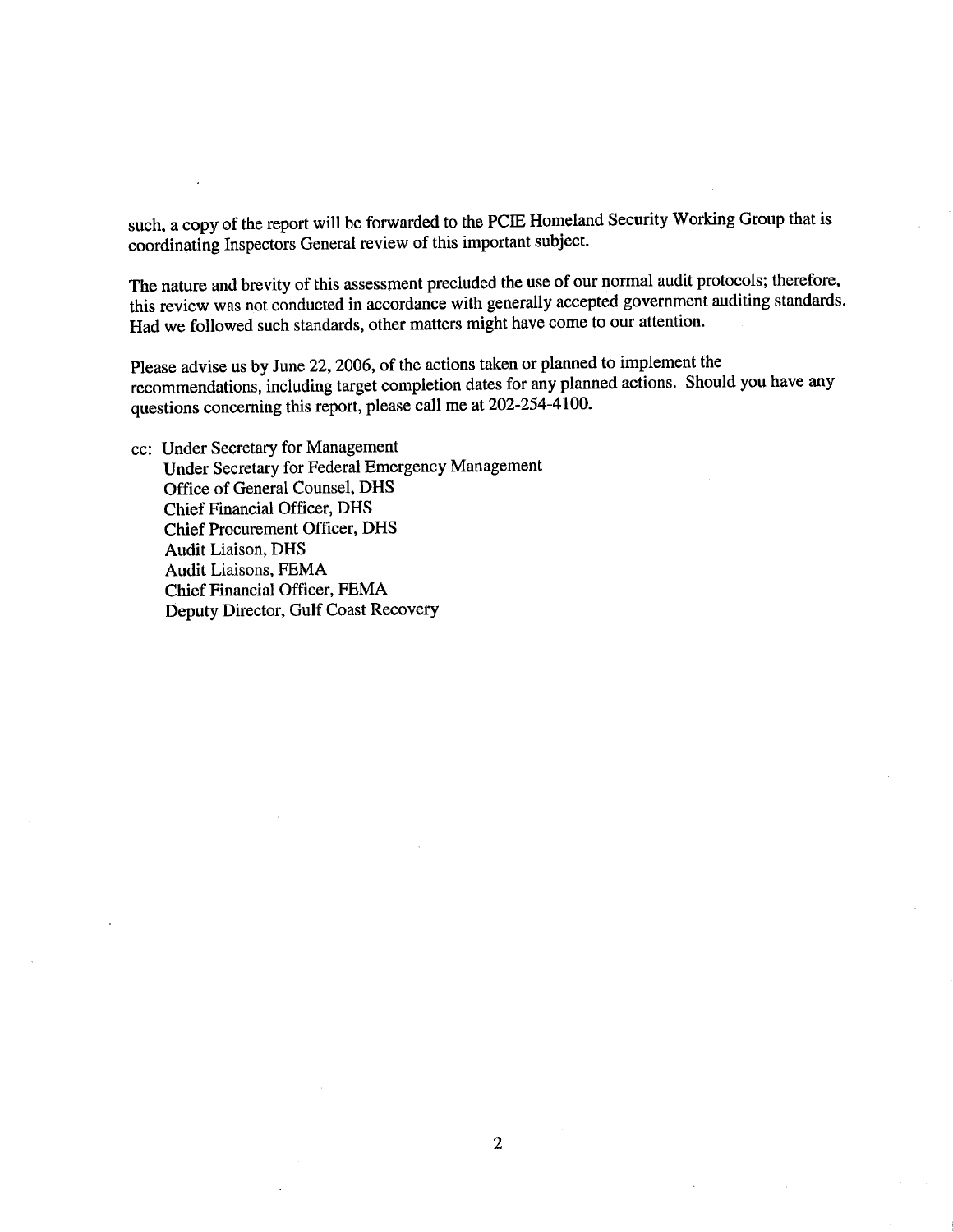such, a copy of the report will be forwarded to the PCIE Homeland Security Working Group that is coordinating Inspectors General review of this important subject.

The nature and brevity of this assessment precluded the use of our normal audit protocols; therefore, this review was not conducted in accordance with generally accepted government auditing standards. Had we followed such standards, other matters might have come to our attention.

Please advise us by June 22, 2006, of the actions taken or planned to implement the recommendations, including target completion dates for any planned actions. Should you have any questions concerning this report, please call me at 202-254-4100.

cc: Under Secretary for Management
Under Secretary for Federal Emergency Management
Office of General Counsel, DHS
Chief Financial Officer, DHS
Chief Procurement Officer, DHS
Audit Liaison, DHS
Audit Liaisons, FEMA
Chief Financial Officer, FEMA
Deputy Director, Gulf Coast Recovery